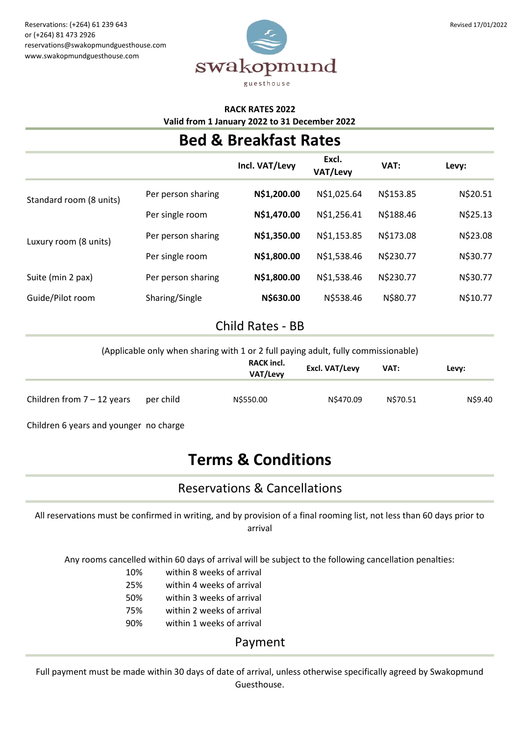Reservations: (+264) 61 239 643
or (+264) 81 473 2926
reservations@swakopmundguesthouse.com
www.swakopmundguesthouse.com

swakopmund guesthouse

Revised 17/01/2022

**RACK RATES 2022**
**Valid from 1 January 2022 to 31 December 2022**

# Bed & Breakfast Rates

| | | Incl. VAT/Levy | Excl. VAT/Levy | VAT: | Levy: |
|---|---|---|---|---|---|
| Standard room (8 units) | Per person sharing | **N$1,200.00** | N$1,025.64 | N$153.85 | N$20.51 |
| | Per single room | **N$1,470.00** | N$1,256.41 | N$188.46 | N$25.13 |
| Luxury room (8 units) | Per person sharing | **N$1,350.00** | N$1,153.85 | N$173.08 | N$23.08 |
| | Per single room | **N$1,800.00** | N$1,538.46 | N$230.77 | N$30.77 |
| Suite (min 2 pax) | Per person sharing | **N$1,800.00** | N$1,538.46 | N$230.77 | N$30.77 |
| Guide/Pilot room | Sharing/Single | **N$630.00** | N$538.46 | N$80.77 | N$10.77 |

## Child Rates - BB

(Applicable only when sharing with 1 or 2 full paying adult, fully commissionable)

| | | RACK incl. VAT/Levy | Excl. VAT/Levy | VAT: | Levy: |
|---|---|---|---|---|---|
| Children from 7 – 12 years | per child | N$550.00 | N$470.09 | N$70.51 | N$9.40 |

Children 6 years and younger no charge

# Terms & Conditions

## Reservations & Cancellations

All reservations must be confirmed in writing, and by provision of a final rooming list, not less than 60 days prior to arrival

Any rooms cancelled within 60 days of arrival will be subject to the following cancellation penalties:

- 10% within 8 weeks of arrival
- 25% within 4 weeks of arrival
- 50% within 3 weeks of arrival
- 75% within 2 weeks of arrival
- 90% within 1 weeks of arrival

## Payment

Full payment must be made within 30 days of date of arrival, unless otherwise specifically agreed by Swakopmund Guesthouse.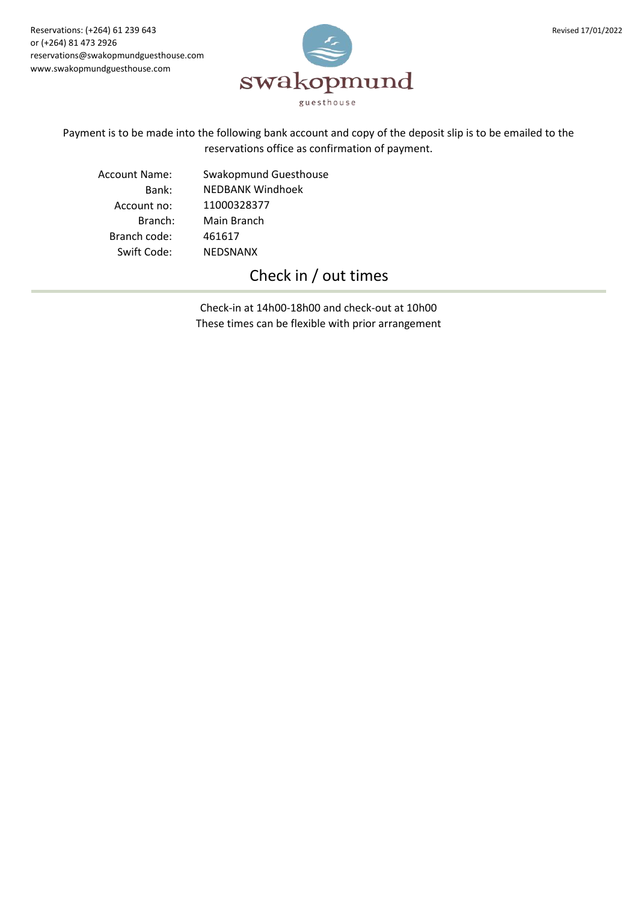Reservations: (+264) 61 239 643
or (+264) 81 473 2926
reservations@swakopmundguesthouse.com
www.swakopmundguesthouse.com

swakopmund
guesthouse

Revised 17/01/2022

Payment is to be made into the following bank account and copy of the deposit slip is to be emailed to the reservations office as confirmation of payment.

| | |
|---|---|
| Account Name: | Swakopmund Guesthouse |
| Bank: | NEDBANK Windhoek |
| Account no: | 11000328377 |
| Branch: | Main Branch |
| Branch code: | 461617 |
| Swift Code: | NEDSNANX |

## Check in / out times

Check-in at 14h00-18h00 and check-out at 10h00
These times can be flexible with prior arrangement